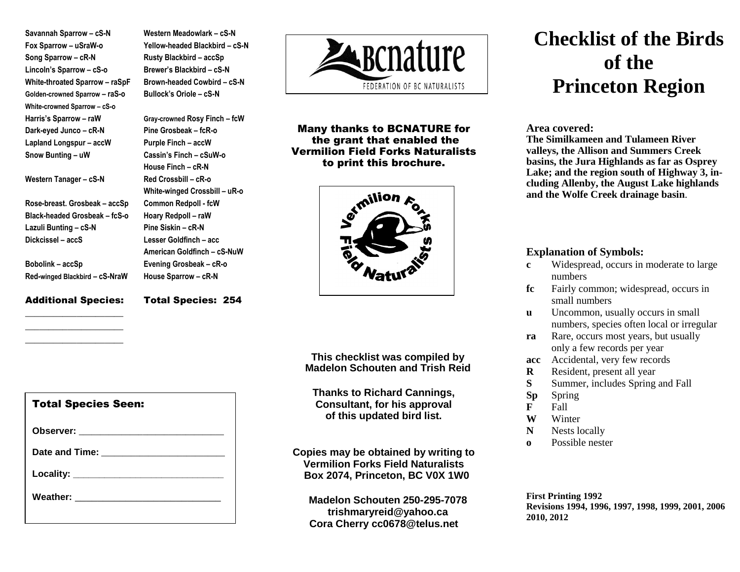Savannah Sparrow – cS-N
Fox Sparrow – uSraW-o
Song Sparrow – cR-N
Lincoln's Sparrow – cS-o
White-throated Sparrow – raSpF
Golden-crowned Sparrow – raS-o
White-crowned Sparrow – cS-o
Harris's Sparrow – raW
Dark-eyed Junco – cR-N
Lapland Longspur – accW
Snow Bunting – uW

Western Tanager – cS-N

Rose-breast. Grosbeak – accSp
Black-headed Grosbeak – fcS-o
Lazuli Bunting – cS-N
Dickcissel – accS

Bobolink – accSp
Red-winged Blackbird – cS-NraW

Western Meadowlark – cS-N
Yellow-headed Blackbird – cS-N
Rusty Blackbird – accSp
Brewer's Blackbird – cS-N
Brown-headed Cowbird – cS-N
Bullock's Oriole – cS-N

Gray-crowned Rosy Finch – fcW
Pine Grosbeak – fcR-o
Purple Finch – accW
Cassin's Finch – cSuW-o
House Finch – cR-N
Red Crossbill – cR-o
White-winged Crossbill – uR-o
Common Redpoll - fcW
Hoary Redpoll – raW
Pine Siskin – cR-N
Lesser Goldfinch – acc
American Goldfinch – cS-NuW
Evening Grosbeak – cR-o
House Sparrow – cR-N

**Additional Species:**

____________________
____________________
____________________

**Total Species: 254**

**Total Species Seen:**

Observer: ____________________________

Date and Time: ________________________

Locality: ______________________________

Weather: ____________________________

**Many thanks to BCNATURE for the grant that enabled the Vermilion Field Forks Naturalists to print this brochure.**

**This checklist was compiled by Madelon Schouten and Trish Reid**

**Thanks to Richard Cannings, Consultant, for his approval of this updated bird list.**

**Copies may be obtained by writing to Vermilion Forks Field Naturalists Box 2074, Princeton, BC V0X 1W0**

**Madelon Schouten 250-295-7078**
**trishmaryreid@yahoo.ca**
**Cora Cherry cc0678@telus.net**

# Checklist of the Birds of the Princeton Region

**Area covered:**
**The Similkameen and Tulameen River valleys, the Allison and Summers Creek basins, the Jura Highlands as far as Osprey Lake; and the region south of Highway 3, including Allenby, the August Lake highlands and the Wolfe Creek drainage basin.**

**Explanation of Symbols:**

- **c** Widespread, occurs in moderate to large numbers
- **fc** Fairly common; widespread, occurs in small numbers
- **u** Uncommon, usually occurs in small numbers, species often local or irregular
- **ra** Rare, occurs most years, but usually only a few records per year
- **acc** Accidental, very few records
- **R** Resident, present all year
- **S** Summer, includes Spring and Fall
- **Sp** Spring
- **F** Fall
- **W** Winter
- **N** Nests locally
- **o** Possible nester

**First Printing 1992**
**Revisions 1994, 1996, 1997, 1998, 1999, 2001, 2006 2010, 2012**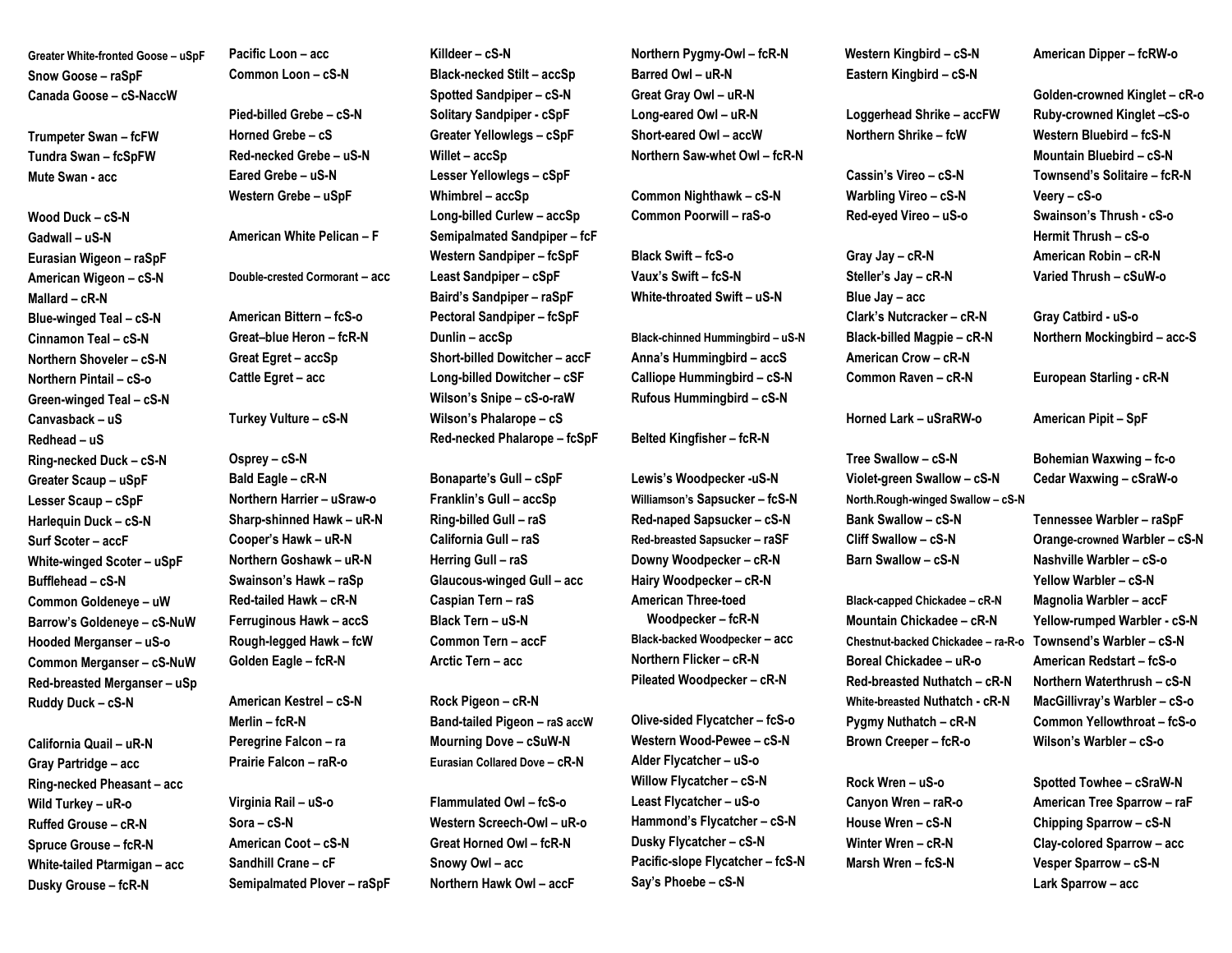Greater White-fronted Goose – uSpF
Snow Goose – raSpF
Canada Goose – cS-NaccW

Trumpeter Swan – fcFW
Tundra Swan – fcSpFW
Mute Swan - acc

Wood Duck – cS-N
Gadwall – uS-N
Eurasian Wigeon – raSpF
American Wigeon – cS-N
Mallard – cR-N
Blue-winged Teal – cS-N
Cinnamon Teal – cS-N
Northern Shoveler – cS-N
Northern Pintail – cS-o
Green-winged Teal – cS-N
Canvasback – uS
Redhead – uS
Ring-necked Duck – cS-N
Greater Scaup – uSpF
Lesser Scaup – cSpF
Harlequin Duck – cS-N
Surf Scoter – accF
White-winged Scoter – uSpF
Bufflehead – cS-N
Common Goldeneye – uW
Barrow's Goldeneye – cS-NuW
Hooded Merganser – uS-o
Common Merganser – cS-NuW
Red-breasted Merganser – uSp
Ruddy Duck – cS-N

California Quail – uR-N
Gray Partridge – acc
Ring-necked Pheasant – acc
Wild Turkey – uR-o
Ruffed Grouse – cR-N
Spruce Grouse – fcR-N
White-tailed Ptarmigan – acc
Dusky Grouse – fcR-N

Pacific Loon – acc
Common Loon – cS-N

Pied-billed Grebe – cS-N
Horned Grebe – cS
Red-necked Grebe – uS-N
Eared Grebe – uS-N
Western Grebe – uSpF

American White Pelican – F

Double-crested Cormorant – acc

American Bittern – fcS-o
Great–blue Heron – fcR-N
Great Egret – accSp
Cattle Egret – acc

Turkey Vulture – cS-N

Osprey – cS-N
Bald Eagle – cR-N
Northern Harrier – uSraw-o
Sharp-shinned Hawk – uR-N
Cooper's Hawk – uR-N
Northern Goshawk – uR-N
Swainson's Hawk – raSp
Red-tailed Hawk – cR-N
Ferruginous Hawk – accS
Rough-legged Hawk – fcW
Golden Eagle – fcR-N

American Kestrel – cS-N
Merlin – fcR-N
Peregrine Falcon – ra
Prairie Falcon – raR-o

Virginia Rail – uS-o
Sora – cS-N
American Coot – cS-N
Sandhill Crane – cF
Semipalmated Plover – raSpF

Killdeer – cS-N
Black-necked Stilt – accSp
Spotted Sandpiper – cS-N
Solitary Sandpiper - cSpF
Greater Yellowlegs – cSpF
Willet – accSp
Lesser Yellowlegs – cSpF
Whimbrel – accSp
Long-billed Curlew – accSp
Semipalmated Sandpiper – fcF
Western Sandpiper – fcSpF
Least Sandpiper – cSpF
Baird's Sandpiper – raSpF
Pectoral Sandpiper – fcSpF
Dunlin – accSp
Short-billed Dowitcher – accF
Long-billed Dowitcher – cSF
Wilson's Snipe – cS-o-raW
Wilson's Phalarope – cS
Red-necked Phalarope – fcSpF

Bonaparte's Gull – cSpF
Franklin's Gull – accSp
Ring-billed Gull – raS
California Gull – raS
Herring Gull – raS
Glaucous-winged Gull – acc
Caspian Tern – raS
Black Tern – uS-N
Common Tern – accF
Arctic Tern – acc

Rock Pigeon – cR-N
Band-tailed Pigeon – raS accW
Mourning Dove – cSuW-N
Eurasian Collared Dove – cR-N

Flammulated Owl – fcS-o
Western Screech-Owl – uR-o
Great Horned Owl – fcR-N
Snowy Owl – acc
Northern Hawk Owl – accF

Northern Pygmy-Owl – fcR-N
Barred Owl – uR-N
Great Gray Owl – uR-N
Long-eared Owl – uR-N
Short-eared Owl – accW
Northern Saw-whet Owl – fcR-N

Common Nighthawk – cS-N
Common Poorwill – raS-o

Black Swift – fcS-o
Vaux's Swift – fcS-N
White-throated Swift – uS-N

Black-chinned Hummingbird – uS-N
Anna's Hummingbird – accS
Calliope Hummingbird – cS-N
Rufous Hummingbird – cS-N

Belted Kingfisher – fcR-N

Lewis's Woodpecker -uS-N
Williamson's Sapsucker – fcS-N
Red-naped Sapsucker – cS-N
Red-breasted Sapsucker – raSF
Downy Woodpecker – cR-N
Hairy Woodpecker – cR-N
American Three-toed Woodpecker – fcR-N
Black-backed Woodpecker – acc
Northern Flicker – cR-N
Pileated Woodpecker – cR-N

Olive-sided Flycatcher – fcS-o
Western Wood-Pewee – cS-N
Alder Flycatcher – uS-o
Willow Flycatcher – cS-N
Least Flycatcher – uS-o
Hammond's Flycatcher – cS-N
Dusky Flycatcher – cS-N
Pacific-slope Flycatcher – fcS-N
Say's Phoebe – cS-N

Western Kingbird – cS-N
Eastern Kingbird – cS-N

Loggerhead Shrike – accFW
Northern Shrike – fcW

Cassin's Vireo – cS-N
Warbling Vireo – cS-N
Red-eyed Vireo – uS-o

Gray Jay – cR-N
Steller's Jay – cR-N
Blue Jay – acc
Clark's Nutcracker – cR-N
Black-billed Magpie – cR-N
American Crow – cR-N
Common Raven – cR-N

Horned Lark – uSraRW-o

Tree Swallow – cS-N
Violet-green Swallow – cS-N
North.Rough-winged Swallow – cS-N
Bank Swallow – cS-N
Cliff Swallow – cS-N
Barn Swallow – cS-N

Black-capped Chickadee – cR-N
Mountain Chickadee – cR-N
Chestnut-backed Chickadee – ra-R-o
Boreal Chickadee – uR-o
Red-breasted Nuthatch – cR-N
White-breasted Nuthatch - cR-N
Pygmy Nuthatch – cR-N
Brown Creeper – fcR-o

Rock Wren – uS-o
Canyon Wren – raR-o
House Wren – cS-N
Winter Wren – cR-N
Marsh Wren – fcS-N

American Dipper – fcRW-o

Golden-crowned Kinglet – cR-o
Ruby-crowned Kinglet –cS-o
Western Bluebird – fcS-N
Mountain Bluebird – cS-N
Townsend's Solitaire – fcR-N
Veery – cS-o
Swainson's Thrush - cS-o
Hermit Thrush – cS-o
American Robin – cR-N
Varied Thrush – cSuW-o

Gray Catbird - uS-o
Northern Mockingbird – acc-S

European Starling - cR-N

American Pipit – SpF

Bohemian Waxwing – fc-o
Cedar Waxwing – cSraW-o

Tennessee Warbler – raSpF
Orange-crowned Warbler – cS-N
Nashville Warbler – cS-o
Yellow Warbler – cS-N
Magnolia Warbler – accF
Yellow-rumped Warbler - cS-N
Townsend's Warbler – cS-N
American Redstart – fcS-o
Northern Waterthrush – cS-N
MacGillivray's Warbler – cS-o
Common Yellowthroat – fcS-o
Wilson's Warbler – cS-o

Spotted Towhee – cSraW-N
American Tree Sparrow – raF
Chipping Sparrow – cS-N
Clay-colored Sparrow – acc
Vesper Sparrow – cS-N
Lark Sparrow – acc